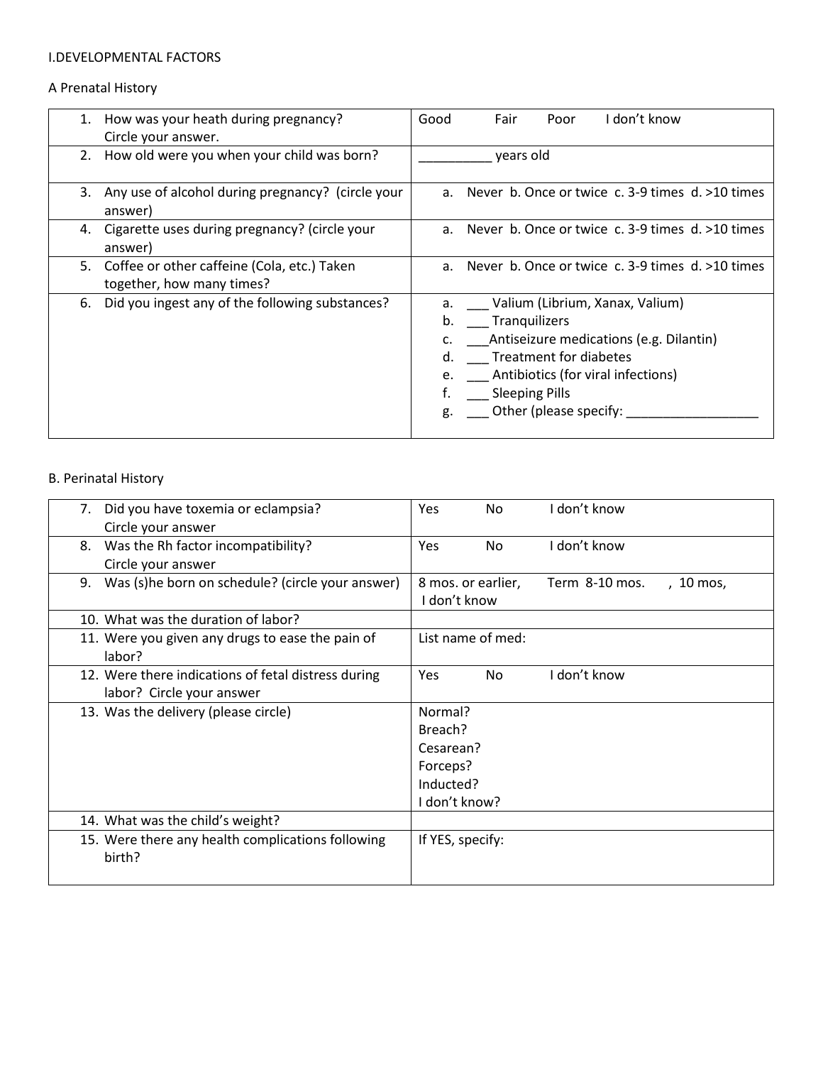I.DEVELOPMENTAL FACTORS

A Prenatal History

| | |
|---|---|
| 1. How was your heath during pregnancy? Circle your answer. | Good Fair Poor I don't know |
| 2. How old were you when your child was born? | __________ years old |
| 3. Any use of alcohol during pregnancy? (circle your answer) | a. Never b. Once or twice c. 3-9 times d. >10 times |
| 4. Cigarette uses during pregnancy? (circle your answer) | a. Never b. Once or twice c. 3-9 times d. >10 times |
| 5. Coffee or other caffeine (Cola, etc.) Taken together, how many times? | a. Never b. Once or twice c. 3-9 times d. >10 times |
| 6. Did you ingest any of the following substances? | a. ___ Valium (Librium, Xanax, Valium)<br>b. ___ Tranquilizers<br>c. ___Antiseizure medications (e.g. Dilantin)<br>d. ___ Treatment for diabetes<br>e. ___ Antibiotics (for viral infections)<br>f. ___ Sleeping Pills<br>g. ___ Other (please specify: ___________________ |

B. Perinatal History

| | |
|---|---|
| 7. Did you have toxemia or eclampsia? Circle your answer | Yes No I don't know |
| 8. Was the Rh factor incompatibility? Circle your answer | Yes No I don't know |
| 9. Was (s)he born on schedule? (circle your answer) | 8 mos. or earlier, Term 8-10 mos. , 10 mos, I don't know |
| 10. What was the duration of labor? | |
| 11. Were you given any drugs to ease the pain of labor? | List name of med: |
| 12. Were there indications of fetal distress during labor? Circle your answer | Yes No I don't know |
| 13. Was the delivery (please circle) | Normal?<br>Breach?<br>Cesarean?<br>Forceps?<br>Inducted?<br>I don't know? |
| 14. What was the child's weight? | |
| 15. Were there any health complications following birth? | If YES, specify: |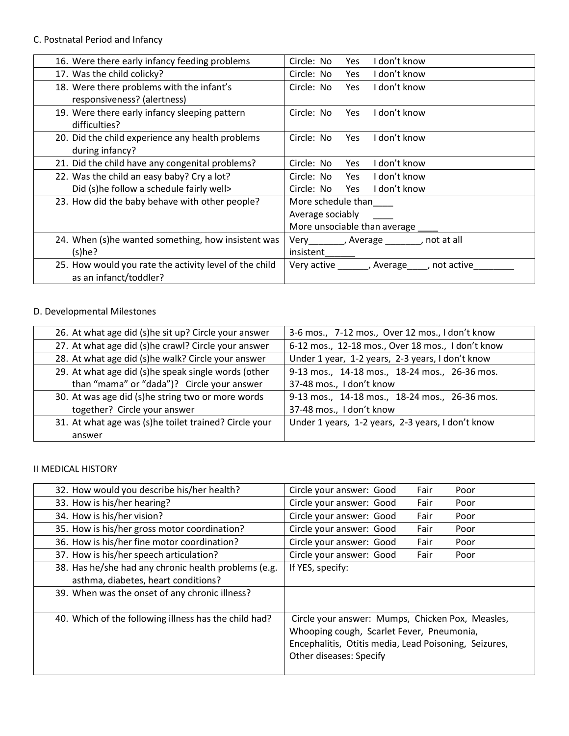C. Postnatal Period and Infancy

| | |
|---|---|
| 16. Were there early infancy feeding problems | Circle: No Yes I don't know |
| 17. Was the child colicky? | Circle: No Yes I don't know |
| 18. Were there problems with the infant's responsiveness? (alertness) | Circle: No Yes I don't know |
| 19. Were there early infancy sleeping pattern difficulties? | Circle: No Yes I don't know |
| 20. Did the child experience any health problems during infancy? | Circle: No Yes I don't know |
| 21. Did the child have any congenital problems? | Circle: No Yes I don't know |
| 22. Was the child an easy baby? Cry a lot?<br>Did (s)he follow a schedule fairly well> | Circle: No Yes I don't know<br>Circle: No Yes I don't know |
| 23. How did the baby behave with other people? | More schedule than____<br>Average sociably ____<br>More unsociable than average ____ |
| 24. When (s)he wanted something, how insistent was (s)he? | Very_______, Average _______, not at all insistent______ |
| 25. How would you rate the activity level of the child as an infanct/toddler? | Very active ______, Average____, not active________ |

D. Developmental Milestones

| | |
|---|---|
| 26. At what age did (s)he sit up? Circle your answer | 3-6 mos., 7-12 mos., Over 12 mos., I don't know |
| 27. At what age did (s)he crawl? Circle your answer | 6-12 mos., 12-18 mos., Over 18 mos., I don't know |
| 28. At what age did (s)he walk? Circle your answer | Under 1 year, 1-2 years, 2-3 years, I don't know |
| 29. At what age did (s)he speak single words (other than "mama" or "dada")? Circle your answer | 9-13 mos., 14-18 mos., 18-24 mos., 26-36 mos. 37-48 mos., I don't know |
| 30. At was age did (s)he string two or more words together? Circle your answer | 9-13 mos., 14-18 mos., 18-24 mos., 26-36 mos. 37-48 mos., I don't know |
| 31. At what age was (s)he toilet trained? Circle your answer | Under 1 years, 1-2 years, 2-3 years, I don't know |

II MEDICAL HISTORY

| | |
|---|---|
| 32. How would you describe his/her health? | Circle your answer: Good Fair Poor |
| 33. How is his/her hearing? | Circle your answer: Good Fair Poor |
| 34. How is his/her vision? | Circle your answer: Good Fair Poor |
| 35. How is his/her gross motor coordination? | Circle your answer: Good Fair Poor |
| 36. How is his/her fine motor coordination? | Circle your answer: Good Fair Poor |
| 37. How is his/her speech articulation? | Circle your answer: Good Fair Poor |
| 38. Has he/she had any chronic health problems (e.g. asthma, diabetes, heart conditions? | If YES, specify: |
| 39. When was the onset of any chronic illness? | |
| 40. Which of the following illness has the child had? | Circle your answer: Mumps, Chicken Pox, Measles, Whooping cough, Scarlet Fever, Pneumonia, Encephalitis, Otitis media, Lead Poisoning, Seizures, Other diseases: Specify |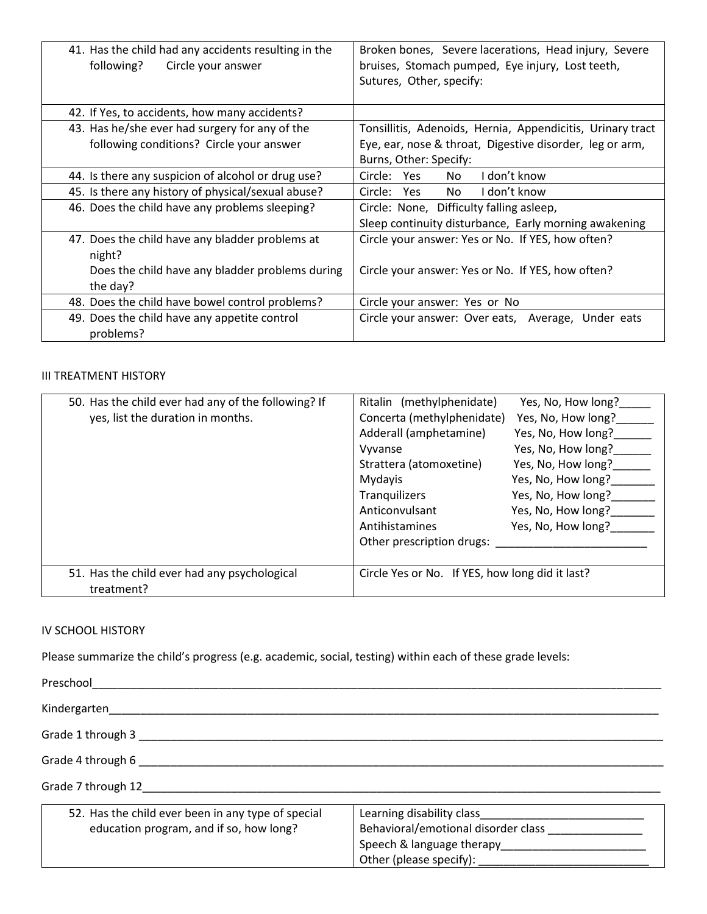| | |
|---|---|
| 41. Has the child had any accidents resulting in the following? Circle your answer | Broken bones, Severe lacerations, Head injury, Severe bruises, Stomach pumped, Eye injury, Lost teeth, Sutures, Other, specify: |
| 42. If Yes, to accidents, how many accidents? | |
| 43. Has he/she ever had surgery for any of the following conditions? Circle your answer | Tonsillitis, Adenoids, Hernia, Appendicitis, Urinary tract Eye, ear, nose & throat, Digestive disorder, leg or arm, Burns, Other: Specify: |
| 44. Is there any suspicion of alcohol or drug use? | Circle: Yes No I don't know |
| 45. Is there any history of physical/sexual abuse? | Circle: Yes No I don't know |
| 46. Does the child have any problems sleeping? | Circle: None, Difficulty falling asleep, Sleep continuity disturbance, Early morning awakening |
| 47. Does the child have any bladder problems at night? Does the child have any bladder problems during the day? | Circle your answer: Yes or No. If YES, how often? Circle your answer: Yes or No. If YES, how often? |
| 48. Does the child have bowel control problems? | Circle your answer: Yes or No |
| 49. Does the child have any appetite control problems? | Circle your answer: Over eats, Average, Under eats |

III TREATMENT HISTORY

| | |
|---|---|
| 50. Has the child ever had any of the following? If yes, list the duration in months. | Ritalin (methylphenidate) Yes, No, How long?_____<br>Concerta (methylphenidate) Yes, No, How long?______<br>Adderall (amphetamine) Yes, No, How long?______<br>Vyvanse Yes, No, How long?______<br>Strattera (atomoxetine) Yes, No, How long?______<br>Mydayis Yes, No, How long?_______<br>Tranquilizers Yes, No, How long?_______<br>Anticonvulsant Yes, No, How long?_______<br>Antihistamines Yes, No, How long?_______<br>Other prescription drugs: ________________________ |
| 51. Has the child ever had any psychological treatment? | Circle Yes or No. If YES, how long did it last? |

IV SCHOOL HISTORY

Please summarize the child's progress (e.g. academic, social, testing) within each of these grade levels:

Preschool______________________________________________________________________________________

Kindergarten___________________________________________________________________________________

Grade 1 through 3 ______________________________________________________________________________

Grade 4 through 6 ______________________________________________________________________________

Grade 7 through 12______________________________________________________________________________

| | |
|---|---|
| 52. Has the child ever been in any type of special education program, and if so, how long? | Learning disability class__________________________<br>Behavioral/emotional disorder class _______________<br>Speech & language therapy_______________________<br>Other (please specify): ___________________________ |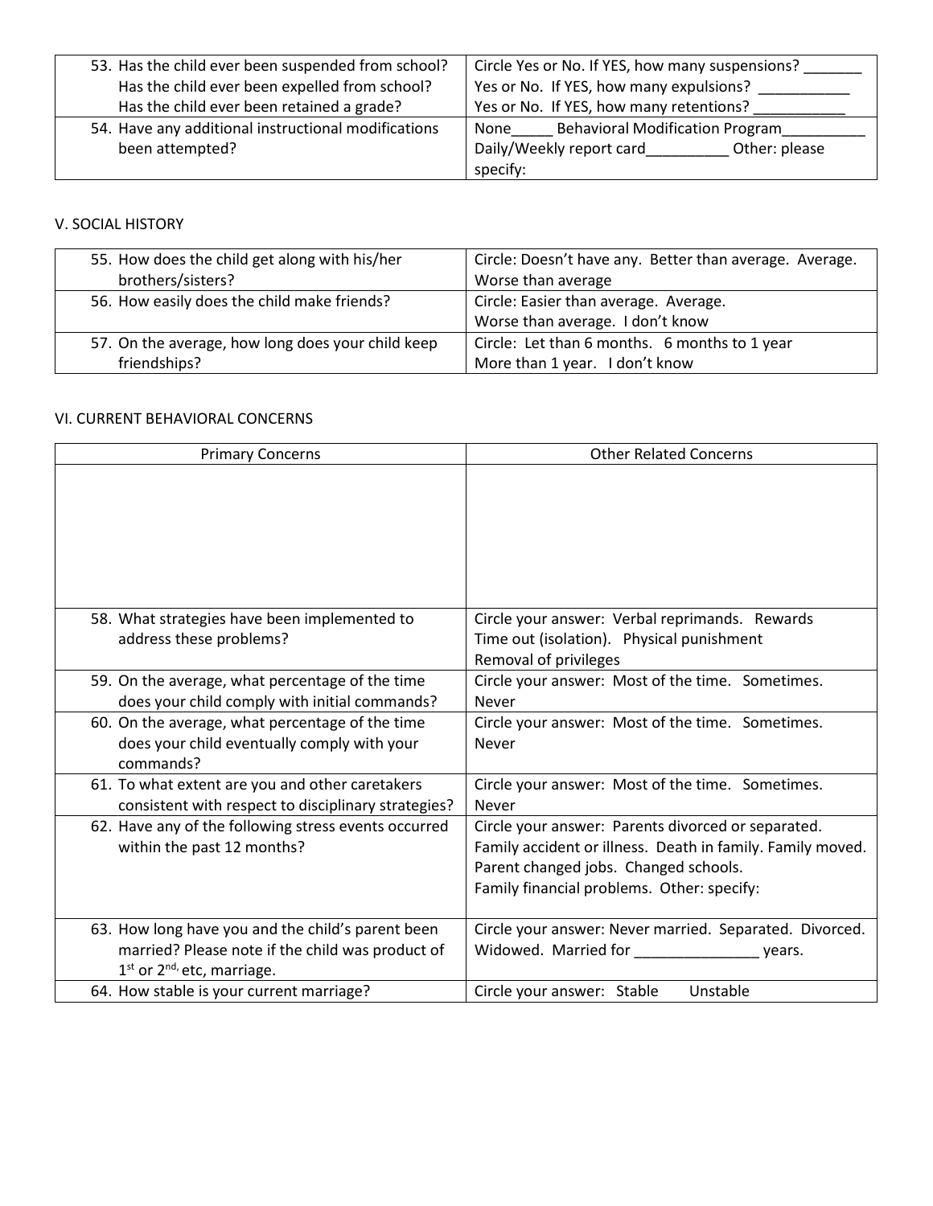| 53. Has the child ever been suspended from school?<br>Has the child ever been expelled from school?<br>Has the child ever been retained a grade? | Circle Yes or No. If YES, how many suspensions? _______<br>Yes or No. If YES, how many expulsions? ___________<br>Yes or No. If YES, how many retentions? ___________ |
|---|---|
| 54. Have any additional instructional modifications been attempted? | None_____ Behavioral Modification Program__________<br>Daily/Weekly report card__________ Other: please specify: |

## V. SOCIAL HISTORY

| 55. How does the child get along with his/her brothers/sisters? | Circle: Doesn't have any. Better than average. Average. Worse than average |
|---|---|
| 56. How easily does the child make friends? | Circle: Easier than average. Average.<br>Worse than average. I don't know |
| 57. On the average, how long does your child keep friendships? | Circle: Let than 6 months. 6 months to 1 year<br>More than 1 year. I don't know |

## VI. CURRENT BEHAVIORAL CONCERNS

| Primary Concerns | Other Related Concerns |
|---|---|
| | |
| 58. What strategies have been implemented to address these problems? | Circle your answer: Verbal reprimands. Rewards<br>Time out (isolation). Physical punishment<br>Removal of privileges |
| 59. On the average, what percentage of the time does your child comply with initial commands? | Circle your answer: Most of the time. Sometimes. Never |
| 60. On the average, what percentage of the time does your child eventually comply with your commands? | Circle your answer: Most of the time. Sometimes. Never |
| 61. To what extent are you and other caretakers consistent with respect to disciplinary strategies? | Circle your answer: Most of the time. Sometimes. Never |
| 62. Have any of the following stress events occurred within the past 12 months? | Circle your answer: Parents divorced or separated.<br>Family accident or illness. Death in family. Family moved.<br>Parent changed jobs. Changed schools.<br>Family financial problems. Other: specify: |
| 63. How long have you and the child's parent been married? Please note if the child was product of 1st or 2nd, etc, marriage. | Circle your answer: Never married. Separated. Divorced. Widowed. Married for _______________ years. |
| 64. How stable is your current marriage? | Circle your answer: Stable Unstable |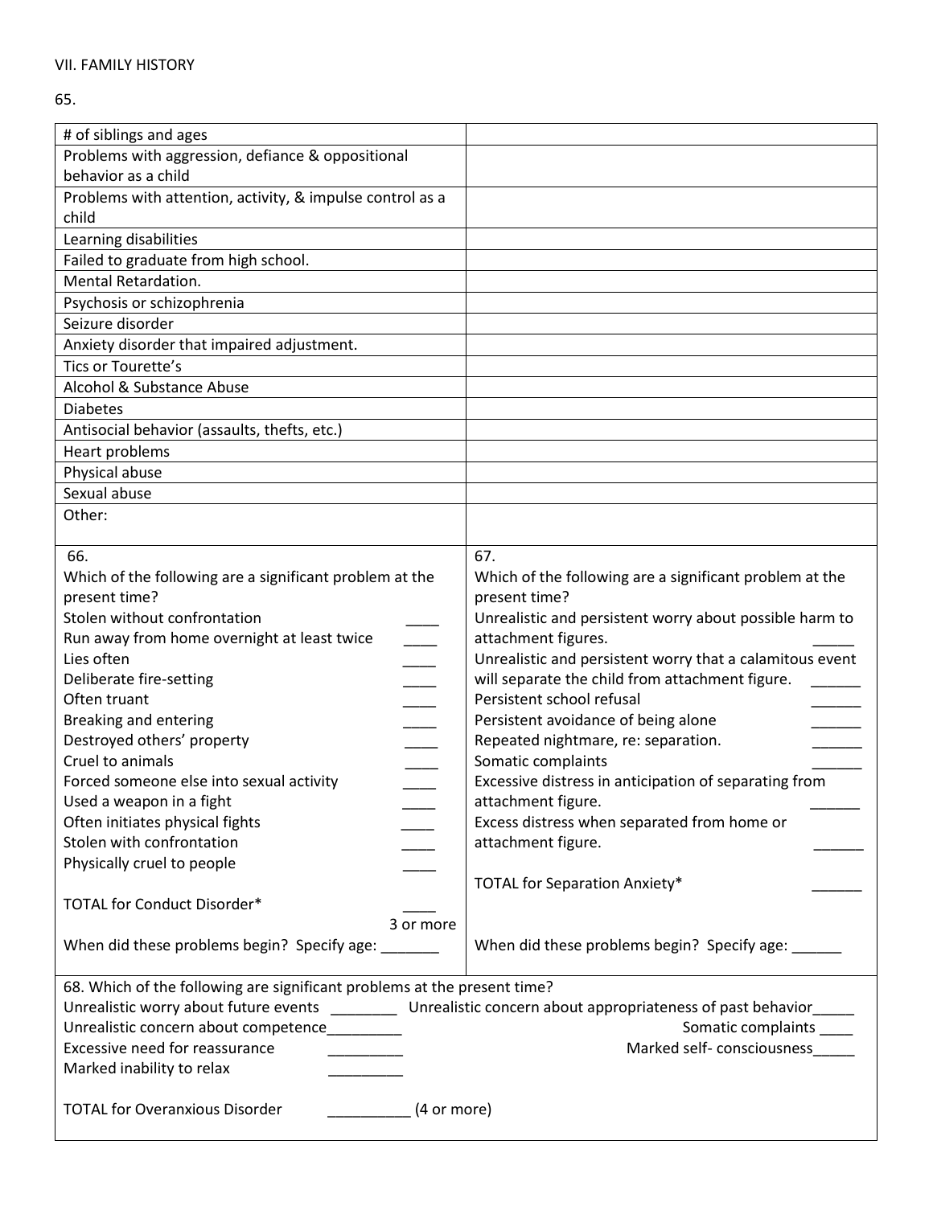VII. FAMILY HISTORY

65.

| # of siblings and ages | |
|---|---|
| Problems with aggression, defiance & oppositional behavior as a child | |
| Problems with attention, activity, & impulse control as a child | |
| Learning disabilities | |
| Failed to graduate from high school. | |
| Mental Retardation. | |
| Psychosis or schizophrenia | |
| Seizure disorder | |
| Anxiety disorder that impaired adjustment. | |
| Tics or Tourette's | |
| Alcohol & Substance Abuse | |
| Diabetes | |
| Antisocial behavior (assaults, thefts, etc.) | |
| Heart problems | |
| Physical abuse | |
| Sexual abuse | |
| Other: | |

66.
Which of the following are a significant problem at the present time?

- Stolen without confrontation ____
- Run away from home overnight at least twice ____
- Lies often ____
- Deliberate fire-setting ____
- Often truant ____
- Breaking and entering ____
- Destroyed others' property ____
- Cruel to animals ____
- Forced someone else into sexual activity ____
- Used a weapon in a fight ____
- Often initiates physical fights ____
- Stolen with confrontation ____
- Physically cruel to people ____

TOTAL for Conduct Disorder* ____ 3 or more

When did these problems begin? Specify age: _______

67.
Which of the following are a significant problem at the present time?

- Unrealistic and persistent worry about possible harm to attachment figures. _____
- Unrealistic and persistent worry that a calamitous event will separate the child from attachment figure. ______
- Persistent school refusal ______
- Persistent avoidance of being alone ______
- Repeated nightmare, re: separation. ______
- Somatic complaints ______
- Excessive distress in anticipation of separating from attachment figure. ______
- Excess distress when separated from home or attachment figure. ______

TOTAL for Separation Anxiety* ______

When did these problems begin? Specify age: ______

68. Which of the following are significant problems at the present time?

- Unrealistic worry about future events ________
- Unrealistic concern about appropriateness of past behavior_____
- Unrealistic concern about competence_________
- Somatic complaints ____
- Excessive need for reassurance _________
- Marked self- consciousness_____
- Marked inability to relax _________

TOTAL for Overanxious Disorder __________ (4 or more)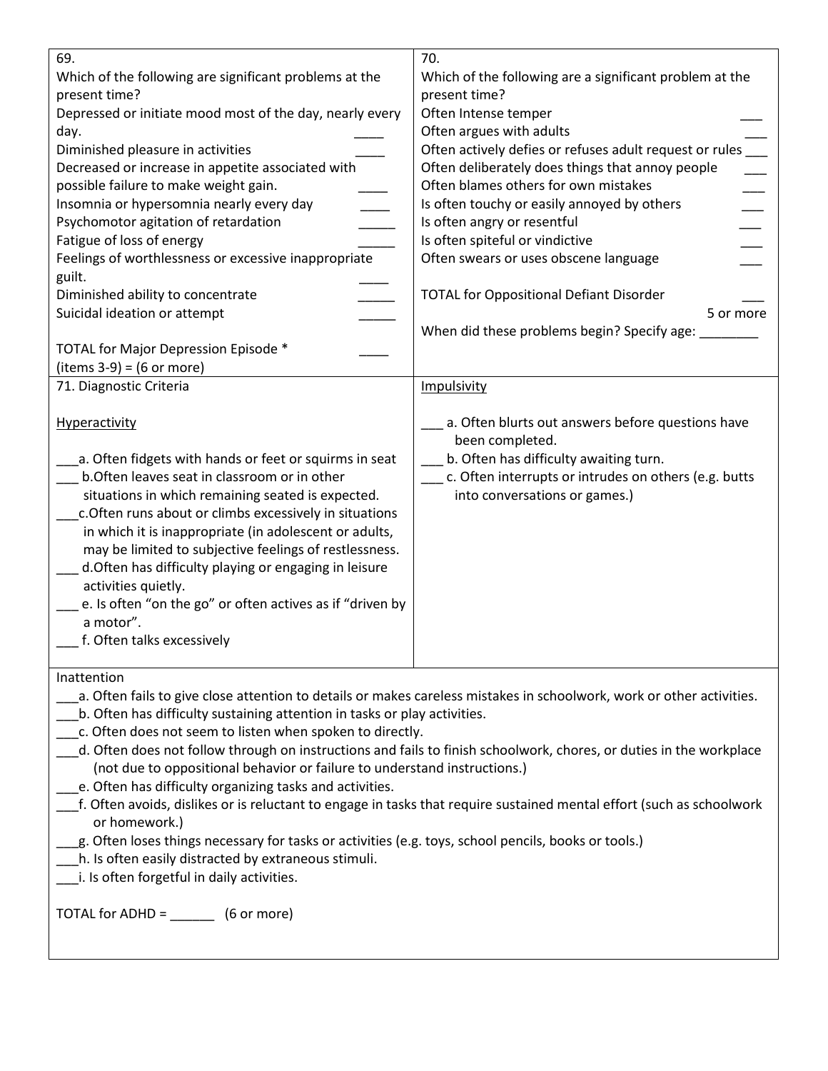69.

Which of the following are significant problems at the present time?

Depressed or initiate mood most of the day, nearly every day. ____

Diminished pleasure in activities ____

Decreased or increase in appetite associated with possible failure to make weight gain. ____

Insomnia or hypersomnia nearly every day ____

Psychomotor agitation of retardation _____

Fatigue of loss of energy _____

Feelings of worthlessness or excessive inappropriate guilt. ____

Diminished ability to concentrate _____

Suicidal ideation or attempt _____

TOTAL for Major Depression Episode * ____

(items 3-9) = (6 or more)

70.

Which of the following are a significant problem at the present time?

Often Intense temper ___

Often argues with adults ___

Often actively defies or refuses adult request or rules ___

Often deliberately does things that annoy people ___

Often blames others for own mistakes ___

Is often touchy or easily annoyed by others ___

Is often angry or resentful ___

Is often spiteful or vindictive ___

Often swears or uses obscene language ___

TOTAL for Oppositional Defiant Disorder ___

5 or more

When did these problems begin? Specify age: ________

71. Diagnostic Criteria

Hyperactivity

___a. Often fidgets with hands or feet or squirms in seat

___ b.Often leaves seat in classroom or in other situations in which remaining seated is expected.

___c.Often runs about or climbs excessively in situations in which it is inappropriate (in adolescent or adults, may be limited to subjective feelings of restlessness.

___ d.Often has difficulty playing or engaging in leisure activities quietly.

___ e. Is often "on the go" or often actives as if "driven by a motor".

___ f. Often talks excessively

Impulsivity

___ a. Often blurts out answers before questions have been completed.

___ b. Often has difficulty awaiting turn.

___ c. Often interrupts or intrudes on others (e.g. butts into conversations or games.)

Inattention

___a. Often fails to give close attention to details or makes careless mistakes in schoolwork, work or other activities.

___b. Often has difficulty sustaining attention in tasks or play activities.

___c. Often does not seem to listen when spoken to directly.

___d. Often does not follow through on instructions and fails to finish schoolwork, chores, or duties in the workplace (not due to oppositional behavior or failure to understand instructions.)

___e. Often has difficulty organizing tasks and activities.

___f. Often avoids, dislikes or is reluctant to engage in tasks that require sustained mental effort (such as schoolwork or homework.)

___g. Often loses things necessary for tasks or activities (e.g. toys, school pencils, books or tools.)

___h. Is often easily distracted by extraneous stimuli.

___i. Is often forgetful in daily activities.

TOTAL for ADHD = ______ (6 or more)